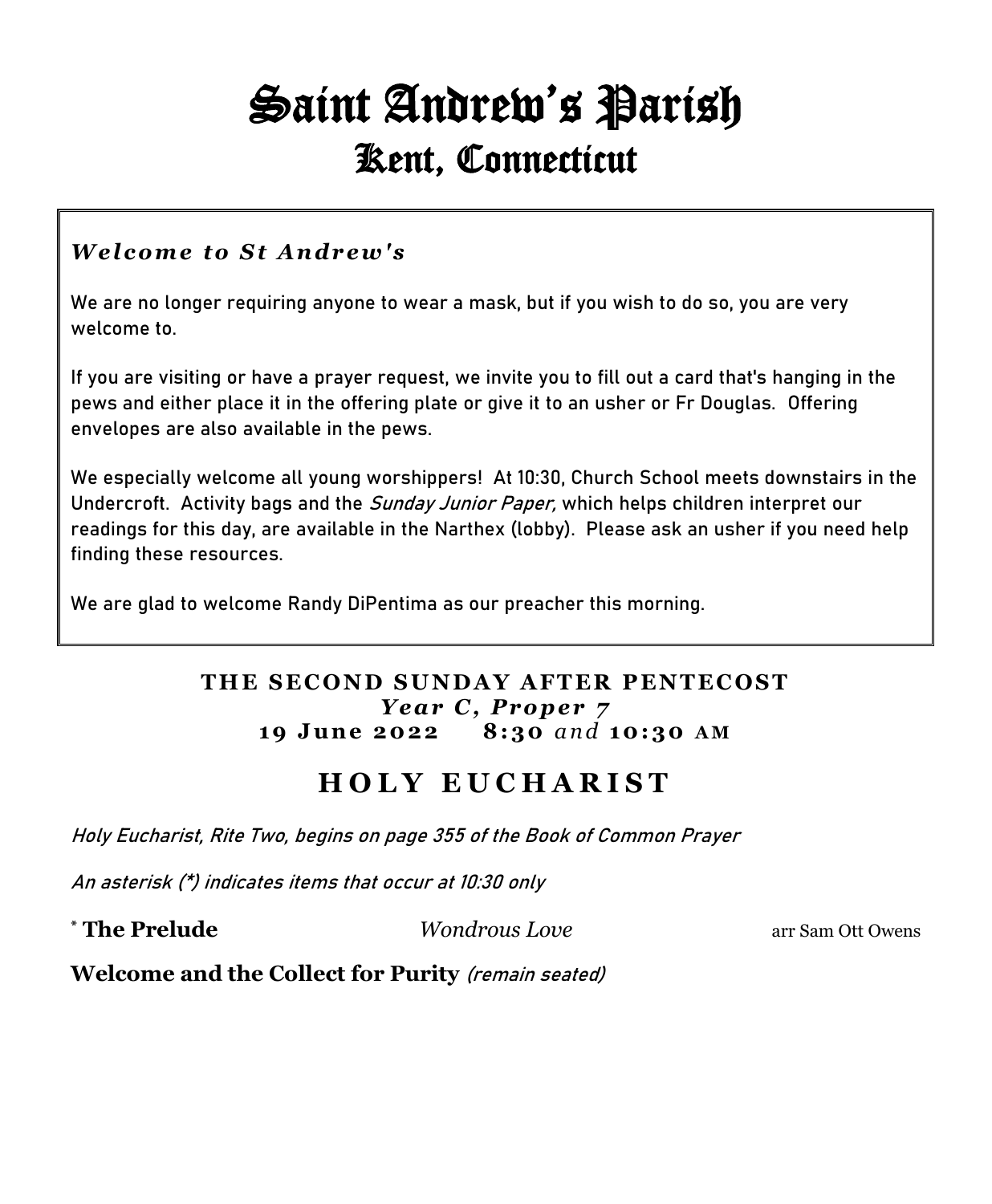# Saint Andrew's Parish
## Kent, Connecticut

***Welcome to St Andrew's***

We are no longer requiring anyone to wear a mask, but if you wish to do so, you are very welcome to.

If you are visiting or have a prayer request, we invite you to fill out a card that's hanging in the pews and either place it in the offering plate or give it to an usher or Fr Douglas. Offering envelopes are also available in the pews.

We especially welcome all young worshippers! At 10:30, Church School meets downstairs in the Undercroft. Activity bags and the *Sunday Junior Paper,* which helps children interpret our readings for this day, are available in the Narthex (lobby). Please ask an usher if you need help finding these resources.

We are glad to welcome Randy DiPentima as our preacher this morning.

**THE SECOND SUNDAY AFTER PENTECOST**
***Year C, Proper 7***
**19 June 2022 8:30** *and* **10:30 AM**

## HOLY EUCHARIST

*Holy Eucharist, Rite Two, begins on page 355 of the Book of Common Prayer*

*An asterisk (*) indicates items that occur at 10:30 only*

**\* The Prelude** *Wondrous Love* arr Sam Ott Owens

**Welcome and the Collect for Purity** *(remain seated)*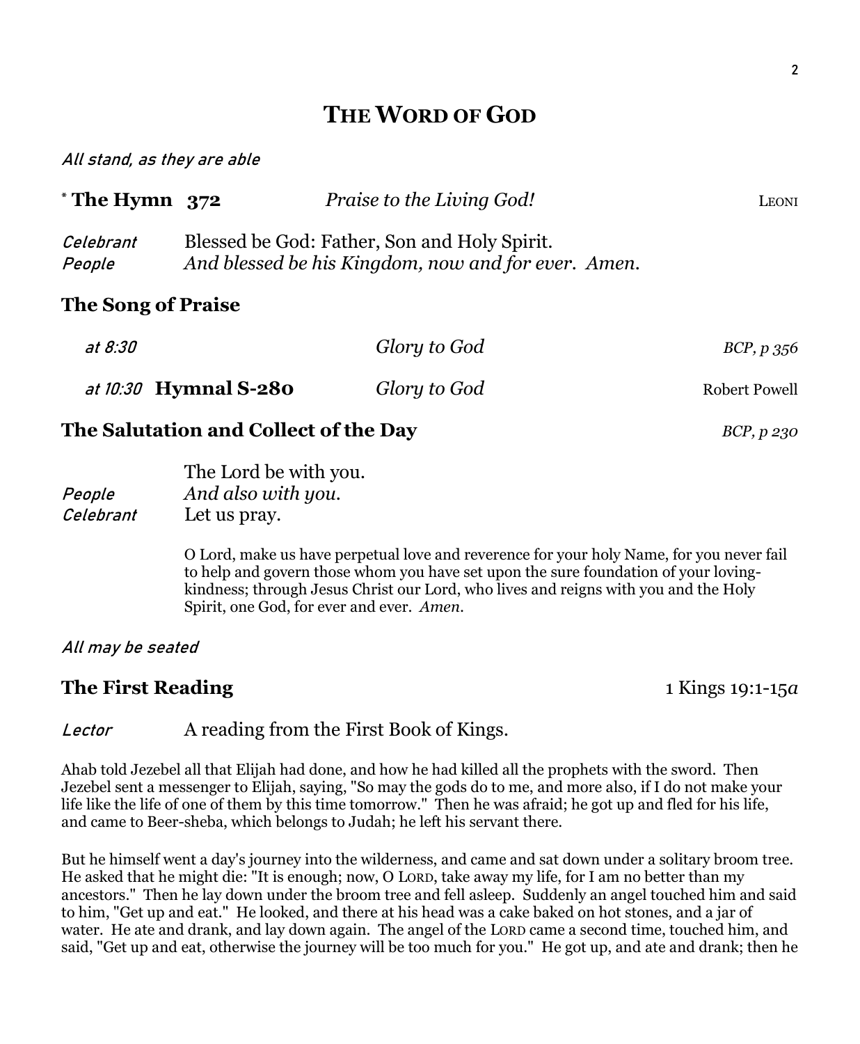# THE WORD OF GOD

*All stand, as they are able*

**\* The Hymn 372** *Praise to the Living God!* LEONI

*Celebrant* Blessed be God: Father, Son and Holy Spirit.
*People* *And blessed be his Kingdom, now and for ever. Amen.*

## The Song of Praise

*at 8:30* *Glory to God* *BCP, p 356*

*at 10:30* **Hymnal S-280** *Glory to God* Robert Powell

## The Salutation and Collect of the Day *BCP, p 230*

The Lord be with you.
*People* *And also with you.*
*Celebrant* Let us pray.

O Lord, make us have perpetual love and reverence for your holy Name, for you never fail to help and govern those whom you have set upon the sure foundation of your loving-kindness; through Jesus Christ our Lord, who lives and reigns with you and the Holy Spirit, one God, for ever and ever. *Amen.*

*All may be seated*

## The First Reading 1 Kings 19:1-15*a*

*Lector* A reading from the First Book of Kings.

Ahab told Jezebel all that Elijah had done, and how he had killed all the prophets with the sword. Then Jezebel sent a messenger to Elijah, saying, "So may the gods do to me, and more also, if I do not make your life like the life of one of them by this time tomorrow." Then he was afraid; he got up and fled for his life, and came to Beer-sheba, which belongs to Judah; he left his servant there.

But he himself went a day's journey into the wilderness, and came and sat down under a solitary broom tree. He asked that he might die: "It is enough; now, O LORD, take away my life, for I am no better than my ancestors." Then he lay down under the broom tree and fell asleep. Suddenly an angel touched him and said to him, "Get up and eat." He looked, and there at his head was a cake baked on hot stones, and a jar of water. He ate and drank, and lay down again. The angel of the LORD came a second time, touched him, and said, "Get up and eat, otherwise the journey will be too much for you." He got up, and ate and drank; then he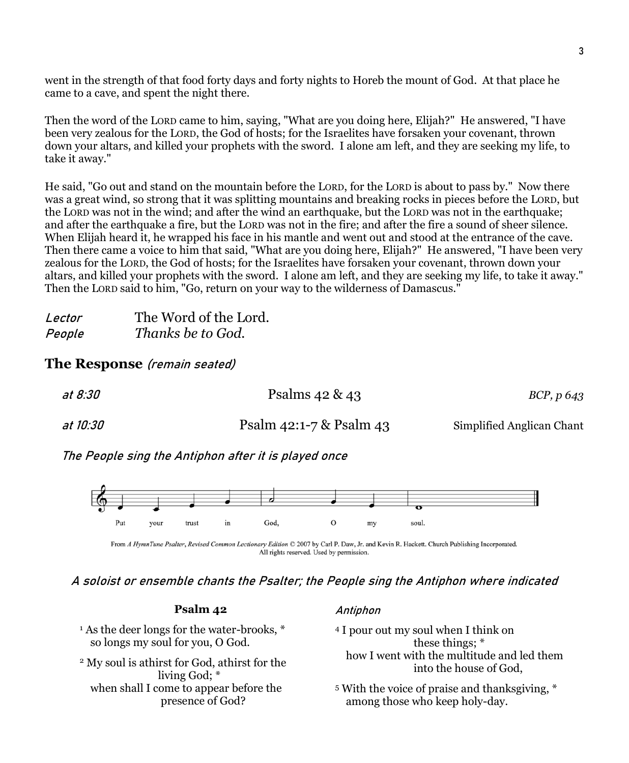went in the strength of that food forty days and forty nights to Horeb the mount of God. At that place he came to a cave, and spent the night there.

Then the word of the LORD came to him, saying, "What are you doing here, Elijah?" He answered, "I have been very zealous for the LORD, the God of hosts; for the Israelites have forsaken your covenant, thrown down your altars, and killed your prophets with the sword. I alone am left, and they are seeking my life, to take it away."

He said, "Go out and stand on the mountain before the LORD, for the LORD is about to pass by." Now there was a great wind, so strong that it was splitting mountains and breaking rocks in pieces before the LORD, but the LORD was not in the wind; and after the wind an earthquake, but the LORD was not in the earthquake; and after the earthquake a fire, but the LORD was not in the fire; and after the fire a sound of sheer silence. When Elijah heard it, he wrapped his face in his mantle and went out and stood at the entrance of the cave. Then there came a voice to him that said, "What are you doing here, Elijah?" He answered, "I have been very zealous for the LORD, the God of hosts; for the Israelites have forsaken your covenant, thrown down your altars, and killed your prophets with the sword. I alone am left, and they are seeking my life, to take it away." Then the LORD said to him, "Go, return on your way to the wilderness of Damascus."

*Lector* The Word of the Lord.
*People* *Thanks be to God.*

## The Response *(remain seated)*

*at 8:30* Psalms 42 & 43 *BCP, p 643*

*at 10:30* Psalm 42:1-7 & Psalm 43 Simplified Anglican Chant

*The People sing the Antiphon after it is played once*

Put your trust in God, O my soul.

From *A HymnTune Psalter, Revised Common Lectionary Edition* © 2007 by Carl P. Daw, Jr. and Kevin R. Hackett. Church Publishing Incorporated. All rights reserved. Used by permission.

*A soloist or ensemble chants the Psalter; the People sing the Antiphon where indicated*

**Psalm 42**

1 As the deer longs for the water-brooks, *
so longs my soul for you, O God.

2 My soul is athirst for God, athirst for the living God; *
when shall I come to appear before the presence of God?

*Antiphon*

4 I pour out my soul when I think on these things; *
how I went with the multitude and led them into the house of God,

5 With the voice of praise and thanksgiving, *
among those who keep holy-day.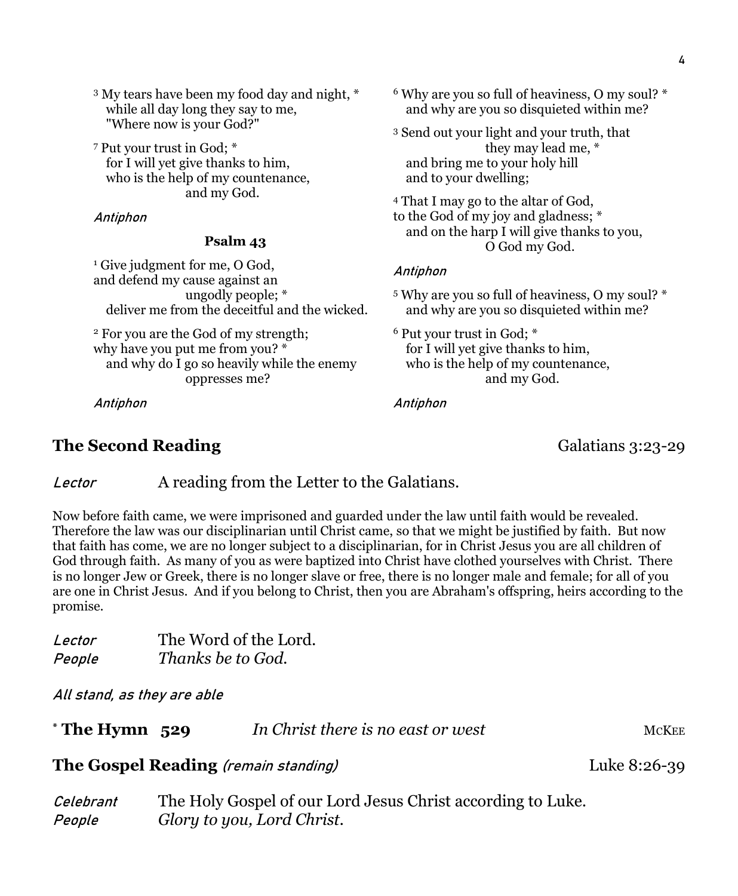[3] My tears have been my food day and night, *
while all day long they say to me,
"Where now is your God?"

[7] Put your trust in God; *
for I will yet give thanks to him,
who is the help of my countenance,
and my God.

*Antiphon*

**Psalm 43**

[1] Give judgment for me, O God,
and defend my cause against an
ungodly people; *
deliver me from the deceitful and the wicked.

[2] For you are the God of my strength;
why have you put me from you? *
and why do I go so heavily while the enemy
oppresses me?

*Antiphon*

[6] Why are you so full of heaviness, O my soul? *
and why are you so disquieted within me?

[3] Send out your light and your truth, that
they may lead me, *
and bring me to your holy hill
and to your dwelling;

[4] That I may go to the altar of God,
to the God of my joy and gladness; *
and on the harp I will give thanks to you,
O God my God.

*Antiphon*

[5] Why are you so full of heaviness, O my soul? *
and why are you so disquieted within me?

[6] Put your trust in God; *
for I will yet give thanks to him,
who is the help of my countenance,
and my God.

*Antiphon*

## The Second Reading — Galatians 3:23-29

*Lector* A reading from the Letter to the Galatians.

Now before faith came, we were imprisoned and guarded under the law until faith would be revealed. Therefore the law was our disciplinarian until Christ came, so that we might be justified by faith. But now that faith has come, we are no longer subject to a disciplinarian, for in Christ Jesus you are all children of God through faith. As many of you as were baptized into Christ have clothed yourselves with Christ. There is no longer Jew or Greek, there is no longer slave or free, there is no longer male and female; for all of you are one in Christ Jesus. And if you belong to Christ, then you are Abraham's offspring, heirs according to the promise.

*Lector* The Word of the Lord.
*People* *Thanks be to God.*

*All stand, as they are able*

## * The Hymn 529 — *In Christ there is no east or west* — McKee

## The Gospel Reading *(remain standing)* — Luke 8:26-39

*Celebrant* The Holy Gospel of our Lord Jesus Christ according to Luke.
*People* *Glory to you, Lord Christ.*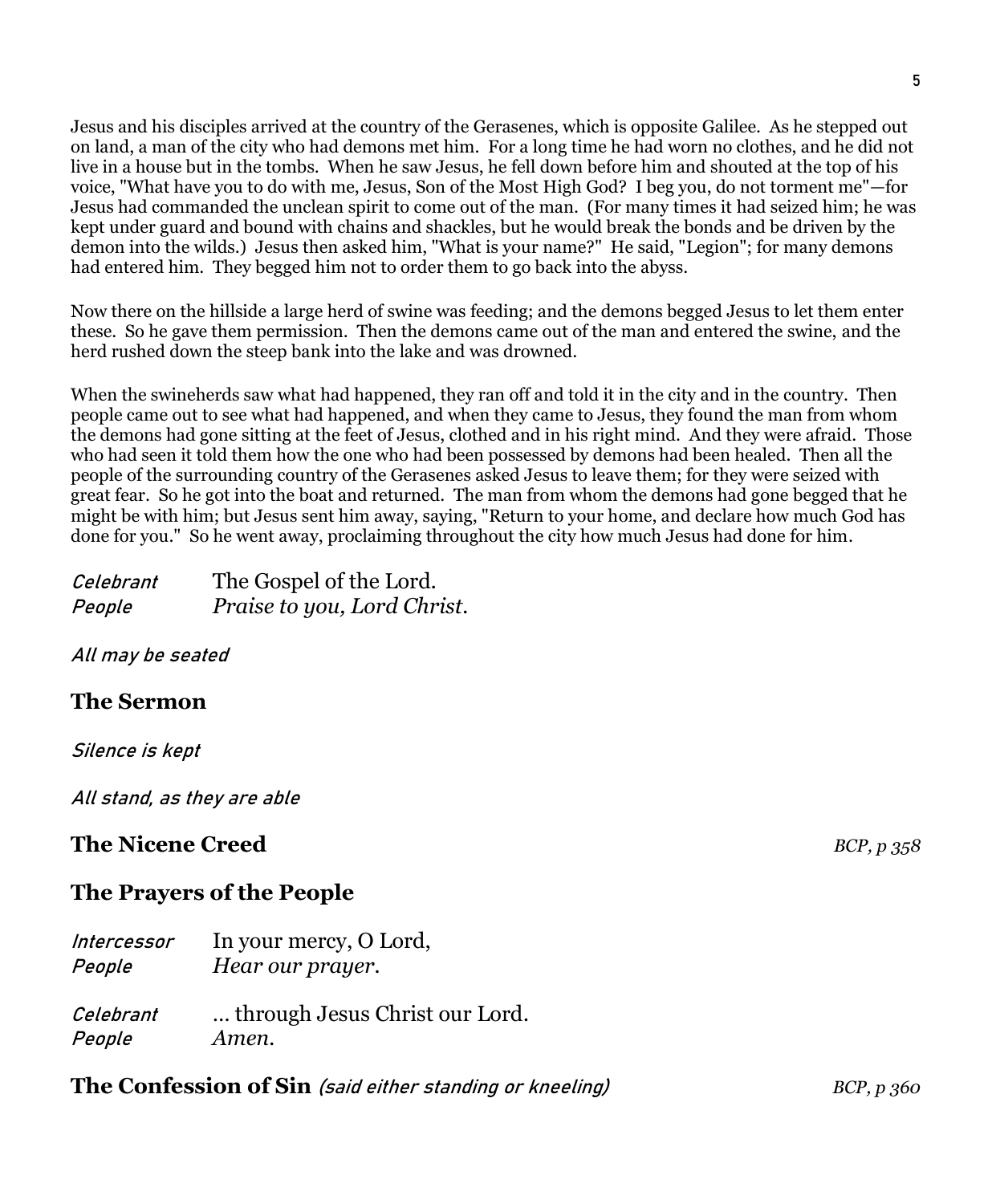Jesus and his disciples arrived at the country of the Gerasenes, which is opposite Galilee. As he stepped out on land, a man of the city who had demons met him. For a long time he had worn no clothes, and he did not live in a house but in the tombs. When he saw Jesus, he fell down before him and shouted at the top of his voice, "What have you to do with me, Jesus, Son of the Most High God? I beg you, do not torment me"—for Jesus had commanded the unclean spirit to come out of the man. (For many times it had seized him; he was kept under guard and bound with chains and shackles, but he would break the bonds and be driven by the demon into the wilds.) Jesus then asked him, "What is your name?" He said, "Legion"; for many demons had entered him. They begged him not to order them to go back into the abyss.

Now there on the hillside a large herd of swine was feeding; and the demons begged Jesus to let them enter these. So he gave them permission. Then the demons came out of the man and entered the swine, and the herd rushed down the steep bank into the lake and was drowned.

When the swineherds saw what had happened, they ran off and told it in the city and in the country. Then people came out to see what had happened, and when they came to Jesus, they found the man from whom the demons had gone sitting at the feet of Jesus, clothed and in his right mind. And they were afraid. Those who had seen it told them how the one who had been possessed by demons had been healed. Then all the people of the surrounding country of the Gerasenes asked Jesus to leave them; for they were seized with great fear. So he got into the boat and returned. The man from whom the demons had gone begged that he might be with him; but Jesus sent him away, saying, "Return to your home, and declare how much God has done for you." So he went away, proclaiming throughout the city how much Jesus had done for him.

*Celebrant* The Gospel of the Lord.
*People* *Praise to you, Lord Christ.*

*All may be seated*

## The Sermon

*Silence is kept*

*All stand, as they are able*

## The Nicene Creed *BCP, p 358*

## The Prayers of the People

*Intercessor* In your mercy, O Lord,
*People* *Hear our prayer.*

*Celebrant* … through Jesus Christ our Lord.
*People* *Amen.*

## The Confession of Sin *(said either standing or kneeling)* *BCP, p 360*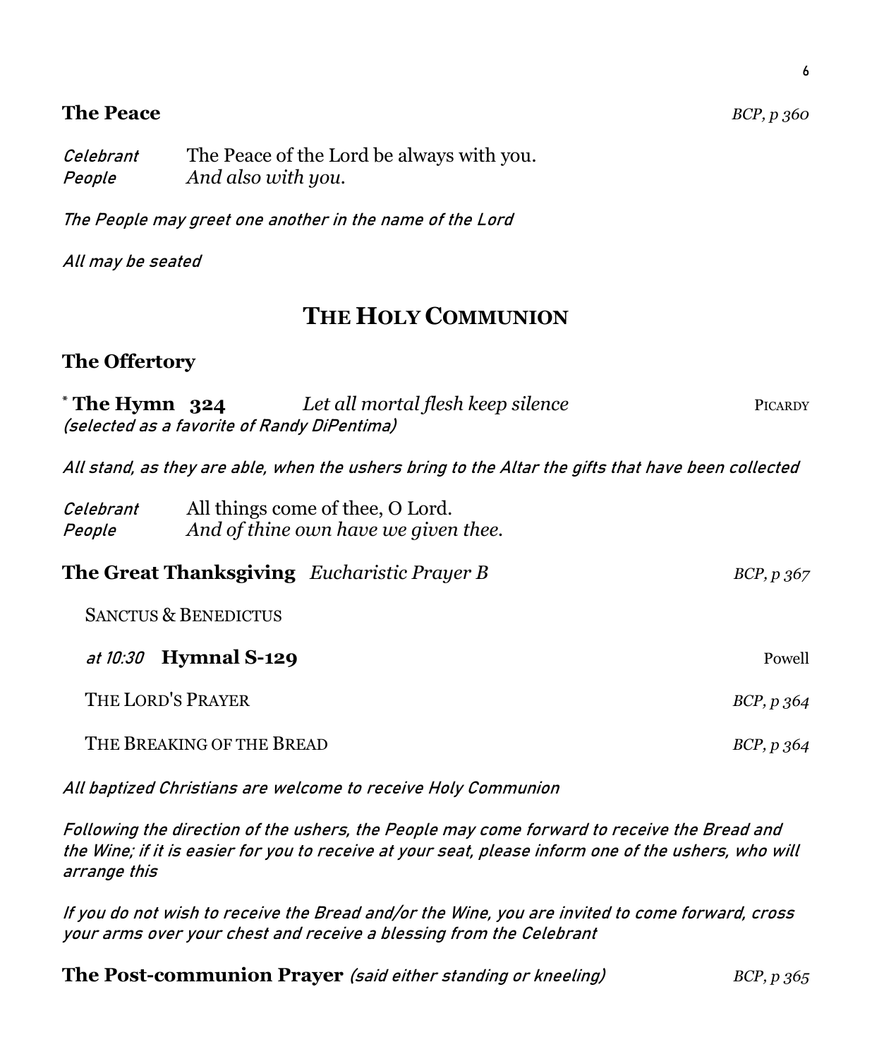**The Peace** *BCP, p 360*

*Celebrant* The Peace of the Lord be always with you.
*People* *And also with you.*

*The People may greet one another in the name of the Lord*

*All may be seated*

## THE HOLY COMMUNION

**The Offertory**

* **The Hymn 324** *Let all mortal flesh keep silence* PICARDY
*(selected as a favorite of Randy DiPentima)*

*All stand, as they are able, when the ushers bring to the Altar the gifts that have been collected*

*Celebrant* All things come of thee, O Lord.
*People* *And of thine own have we given thee.*

**The Great Thanksgiving** *Eucharistic Prayer B* *BCP, p 367*

SANCTUS & BENEDICTUS

*at 10:30* **Hymnal S-129** Powell

THE LORD'S PRAYER *BCP, p 364*

THE BREAKING OF THE BREAD *BCP, p 364*

*All baptized Christians are welcome to receive Holy Communion*

*Following the direction of the ushers, the People may come forward to receive the Bread and the Wine; if it is easier for you to receive at your seat, please inform one of the ushers, who will arrange this*

*If you do not wish to receive the Bread and/or the Wine, you are invited to come forward, cross your arms over your chest and receive a blessing from the Celebrant*

**The Post-communion Prayer** *(said either standing or kneeling)* *BCP, p 365*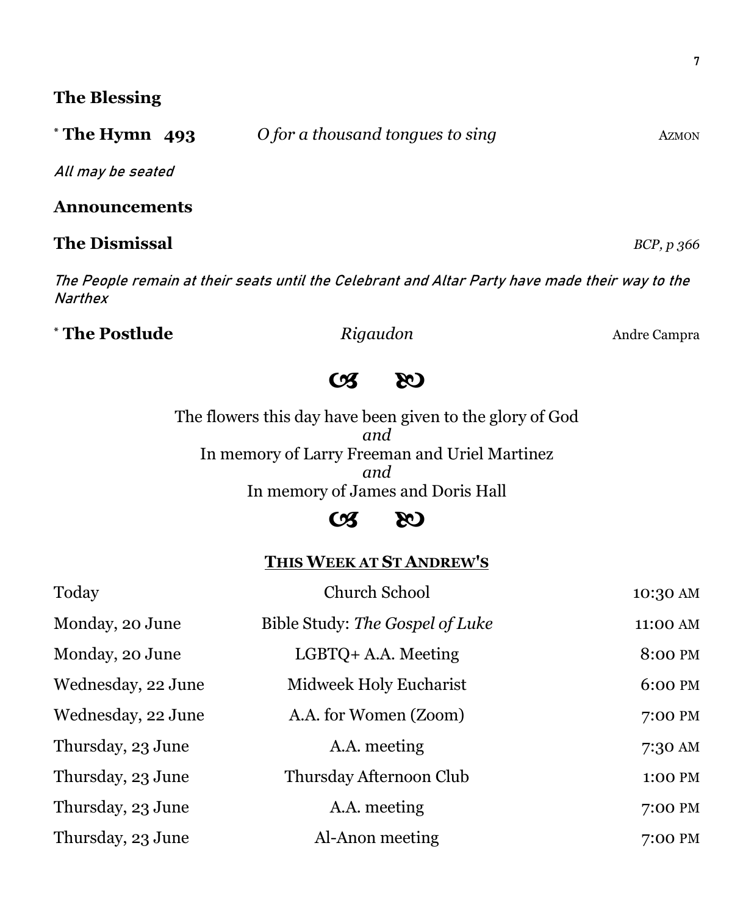**The Blessing**

\* **The Hymn 493** *O for a thousand tongues to sing* AZMON

*All may be seated*

**Announcements**

**The Dismissal** *BCP, p 366*

*The People remain at their seats until the Celebrant and Altar Party have made their way to the Narthex*

\* **The Postlude** *Rigaudon* Andre Campra

☙ ❧

The flowers this day have been given to the glory of God
*and*
In memory of Larry Freeman and Uriel Martinez
*and*
In memory of James and Doris Hall

☙ ❧

## THIS WEEK AT ST ANDREW'S

| | | |
|---|---|---|
| Today | Church School | 10:30 AM |
| Monday, 20 June | Bible Study: *The Gospel of Luke* | 11:00 AM |
| Monday, 20 June | LGBTQ+ A.A. Meeting | 8:00 PM |
| Wednesday, 22 June | Midweek Holy Eucharist | 6:00 PM |
| Wednesday, 22 June | A.A. for Women (Zoom) | 7:00 PM |
| Thursday, 23 June | A.A. meeting | 7:30 AM |
| Thursday, 23 June | Thursday Afternoon Club | 1:00 PM |
| Thursday, 23 June | A.A. meeting | 7:00 PM |
| Thursday, 23 June | Al-Anon meeting | 7:00 PM |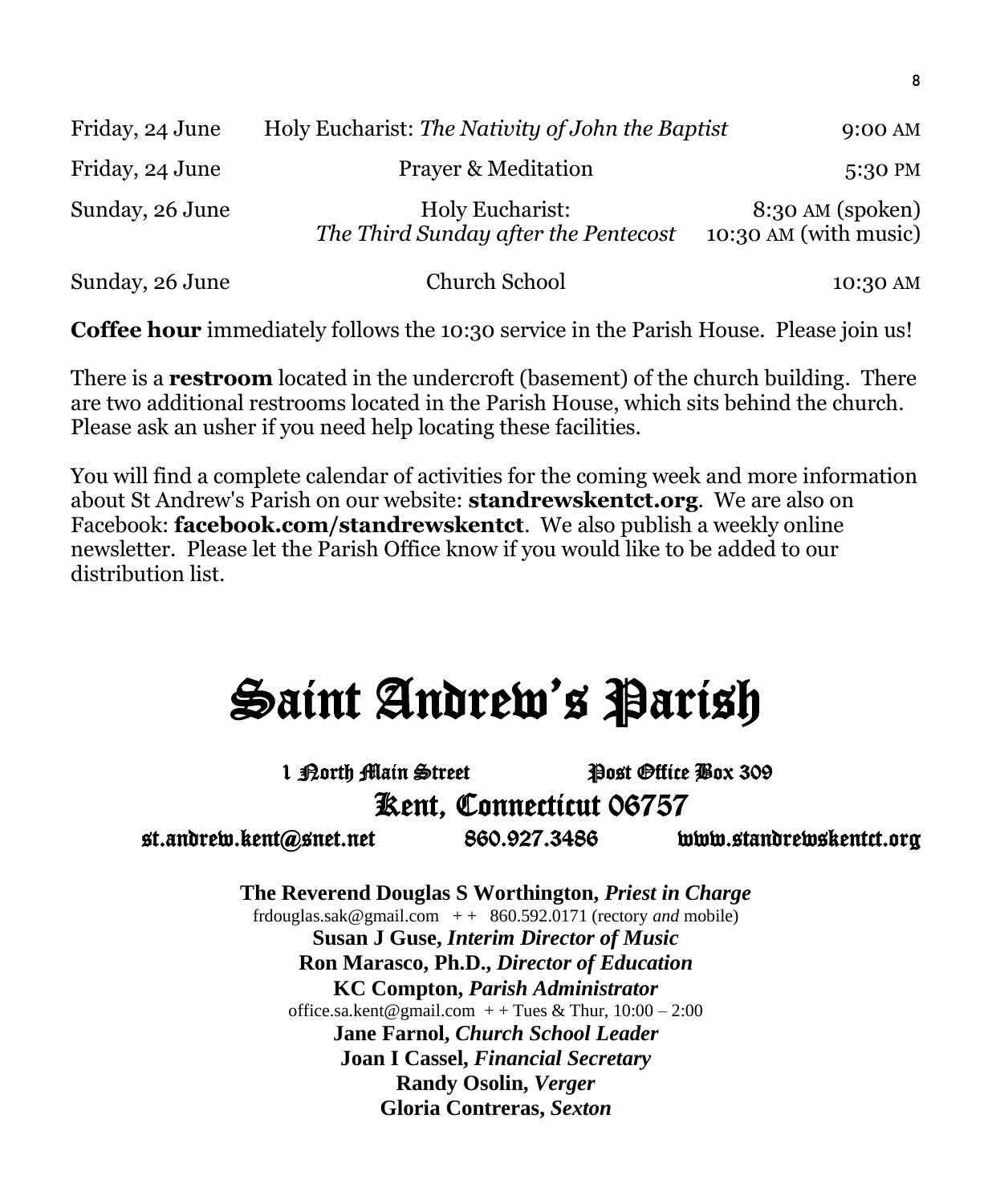| | | |
|---|---|---|
| Friday, 24 June | Holy Eucharist: *The Nativity of John the Baptist* | 9:00 AM |
| Friday, 24 June | Prayer & Meditation | 5:30 PM |
| Sunday, 26 June | Holy Eucharist: *The Third Sunday after the Pentecost* | 8:30 AM (spoken) 10:30 AM (with music) |
| Sunday, 26 June | Church School | 10:30 AM |

**Coffee hour** immediately follows the 10:30 service in the Parish House. Please join us!

There is a **restroom** located in the undercroft (basement) of the church building. There are two additional restrooms located in the Parish House, which sits behind the church. Please ask an usher if you need help locating these facilities.

You will find a complete calendar of activities for the coming week and more information about St Andrew's Parish on our website: **standrewskentct.org**. We are also on Facebook: **facebook.com/standrewskentct**. We also publish a weekly online newsletter. Please let the Parish Office know if you would like to be added to our distribution list.

# Saint Andrew's Parish

1 North Main Street Post Office Box 309

Kent, Connecticut 06757

st.andrew.kent@snet.net 860.927.3486 www.standrewskentct.org

**The Reverend Douglas S Worthington,** ***Priest in Charge***
frdouglas.sak@gmail.com + + 860.592.0171 (rectory *and* mobile)
**Susan J Guse,** ***Interim Director of Music***
**Ron Marasco, Ph.D.,** ***Director of Education***
**KC Compton,** ***Parish Administrator***
office.sa.kent@gmail.com + + Tues & Thur, 10:00 – 2:00
**Jane Farnol,** ***Church School Leader***
**Joan I Cassel,** ***Financial Secretary***
**Randy Osolin,** ***Verger***
**Gloria Contreras,** ***Sexton***